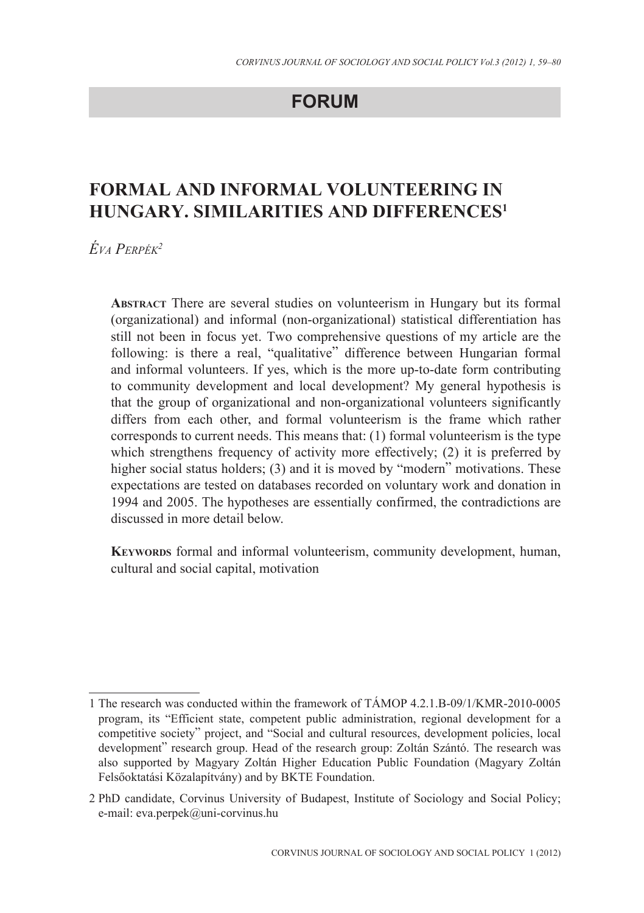## FORUM

# FORMAL AND INFORMAL VOLUNTEERING IN HUNGARY. SIMILARITIES AND DIFFERENCES[1]

*Éva Perpék*[2]

**Abstract** There are several studies on volunteerism in Hungary but its formal (organizational) and informal (non-organizational) statistical differentiation has still not been in focus yet. Two comprehensive questions of my article are the following: is there a real, "qualitative" difference between Hungarian formal and informal volunteers. If yes, which is the more up-to-date form contributing to community development and local development? My general hypothesis is that the group of organizational and non-organizational volunteers significantly differs from each other, and formal volunteerism is the frame which rather corresponds to current needs. This means that: (1) formal volunteerism is the type which strengthens frequency of activity more effectively; (2) it is preferred by higher social status holders; (3) and it is moved by "modern" motivations. These expectations are tested on databases recorded on voluntary work and donation in 1994 and 2005. The hypotheses are essentially confirmed, the contradictions are discussed in more detail below.

**Keywords** formal and informal volunteerism, community development, human, cultural and social capital, motivation

---

1 The research was conducted within the framework of TÁMOP 4.2.1.B-09/1/KMR-2010-0005 program, its "Efficient state, competent public administration, regional development for a competitive society" project, and "Social and cultural resources, development policies, local development" research group. Head of the research group: Zoltán Szántó. The research was also supported by Magyary Zoltán Higher Education Public Foundation (Magyary Zoltán Felsőoktatási Közalapítvány) and by BKTE Foundation.

2 PhD candidate, Corvinus University of Budapest, Institute of Sociology and Social Policy; e-mail: eva.perpek@uni-corvinus.hu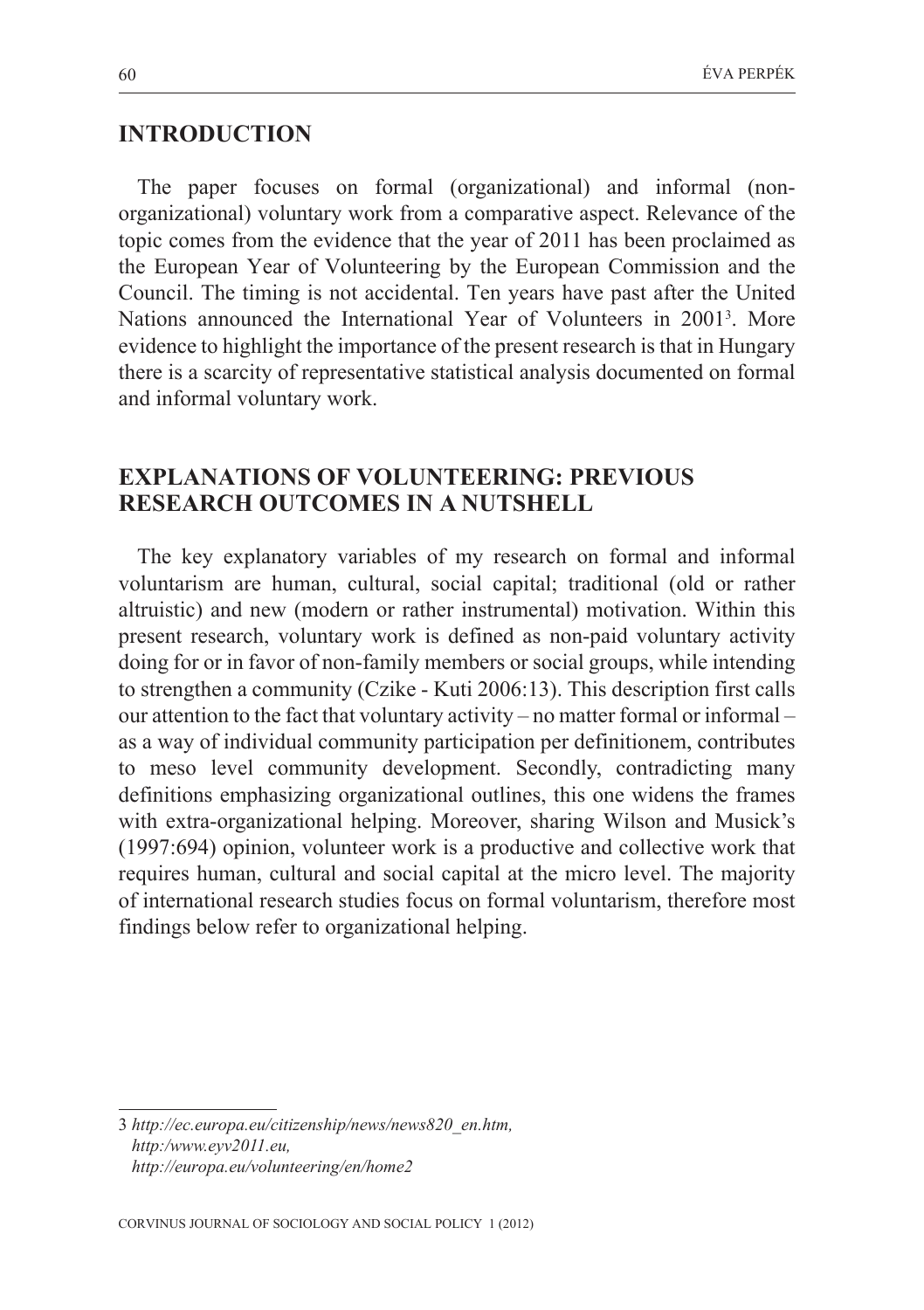## INTRODUCTION

The paper focuses on formal (organizational) and informal (non-organizational) voluntary work from a comparative aspect. Relevance of the topic comes from the evidence that the year of 2011 has been proclaimed as the European Year of Volunteering by the European Commission and the Council. The timing is not accidental. Ten years have past after the United Nations announced the International Year of Volunteers in 2001[3]. More evidence to highlight the importance of the present research is that in Hungary there is a scarcity of representative statistical analysis documented on formal and informal voluntary work.

## EXPLANATIONS OF VOLUNTEERING: PREVIOUS RESEARCH OUTCOMES IN A NUTSHELL

The key explanatory variables of my research on formal and informal voluntarism are human, cultural, social capital; traditional (old or rather altruistic) and new (modern or rather instrumental) motivation. Within this present research, voluntary work is defined as non-paid voluntary activity doing for or in favor of non-family members or social groups, while intending to strengthen a community (Czike - Kuti 2006:13). This description first calls our attention to the fact that voluntary activity – no matter formal or informal – as a way of individual community participation per definitionem, contributes to meso level community development. Secondly, contradicting many definitions emphasizing organizational outlines, this one widens the frames with extra-organizational helping. Moreover, sharing Wilson and Musick's (1997:694) opinion, volunteer work is a productive and collective work that requires human, cultural and social capital at the micro level. The majority of international research studies focus on formal voluntarism, therefore most findings below refer to organizational helping.

---

3 *http://ec.europa.eu/citizenship/news/news820_en.htm,*
*http:/www.eyv2011.eu,*
*http://europa.eu/volunteering/en/home2*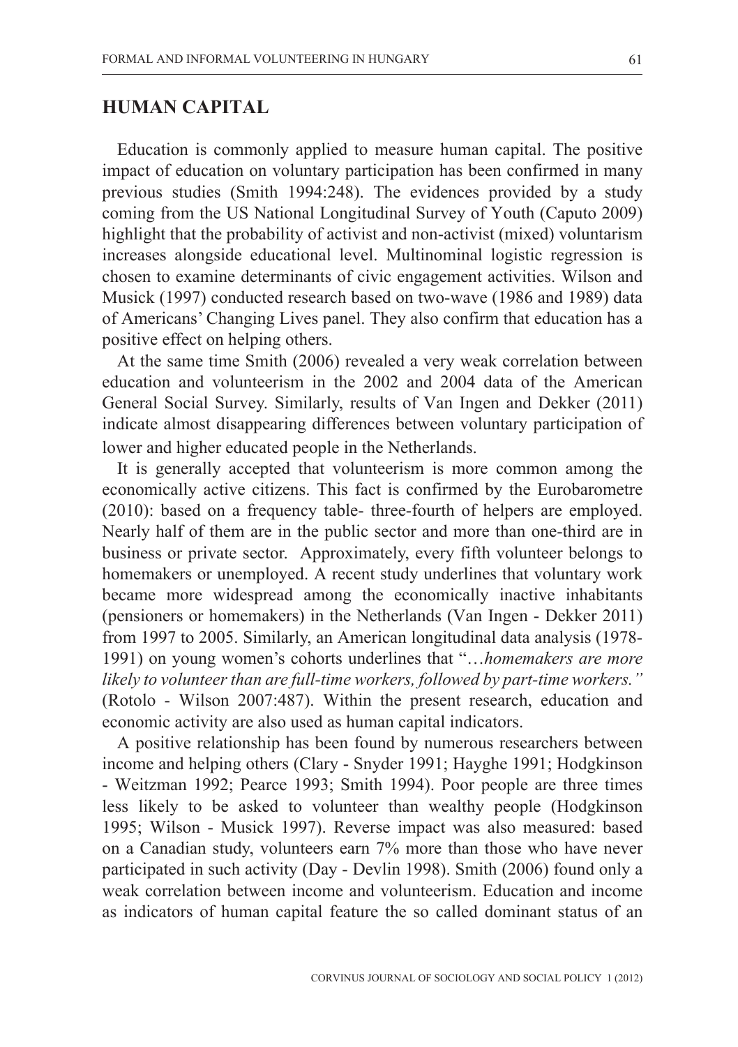## HUMAN CAPITAL

Education is commonly applied to measure human capital. The positive impact of education on voluntary participation has been confirmed in many previous studies (Smith 1994:248). The evidences provided by a study coming from the US National Longitudinal Survey of Youth (Caputo 2009) highlight that the probability of activist and non-activist (mixed) voluntarism increases alongside educational level. Multinominal logistic regression is chosen to examine determinants of civic engagement activities. Wilson and Musick (1997) conducted research based on two-wave (1986 and 1989) data of Americans' Changing Lives panel. They also confirm that education has a positive effect on helping others.

At the same time Smith (2006) revealed a very weak correlation between education and volunteerism in the 2002 and 2004 data of the American General Social Survey. Similarly, results of Van Ingen and Dekker (2011) indicate almost disappearing differences between voluntary participation of lower and higher educated people in the Netherlands.

It is generally accepted that volunteerism is more common among the economically active citizens. This fact is confirmed by the Eurobarometre (2010): based on a frequency table- three-fourth of helpers are employed. Nearly half of them are in the public sector and more than one-third are in business or private sector. Approximately, every fifth volunteer belongs to homemakers or unemployed. A recent study underlines that voluntary work became more widespread among the economically inactive inhabitants (pensioners or homemakers) in the Netherlands (Van Ingen - Dekker 2011) from 1997 to 2005. Similarly, an American longitudinal data analysis (1978-1991) on young women's cohorts underlines that "*…homemakers are more likely to volunteer than are full-time workers, followed by part-time workers.*" (Rotolo - Wilson 2007:487). Within the present research, education and economic activity are also used as human capital indicators.

A positive relationship has been found by numerous researchers between income and helping others (Clary - Snyder 1991; Hayghe 1991; Hodgkinson - Weitzman 1992; Pearce 1993; Smith 1994). Poor people are three times less likely to be asked to volunteer than wealthy people (Hodgkinson 1995; Wilson - Musick 1997). Reverse impact was also measured: based on a Canadian study, volunteers earn 7% more than those who have never participated in such activity (Day - Devlin 1998). Smith (2006) found only a weak correlation between income and volunteerism. Education and income as indicators of human capital feature the so called dominant status of an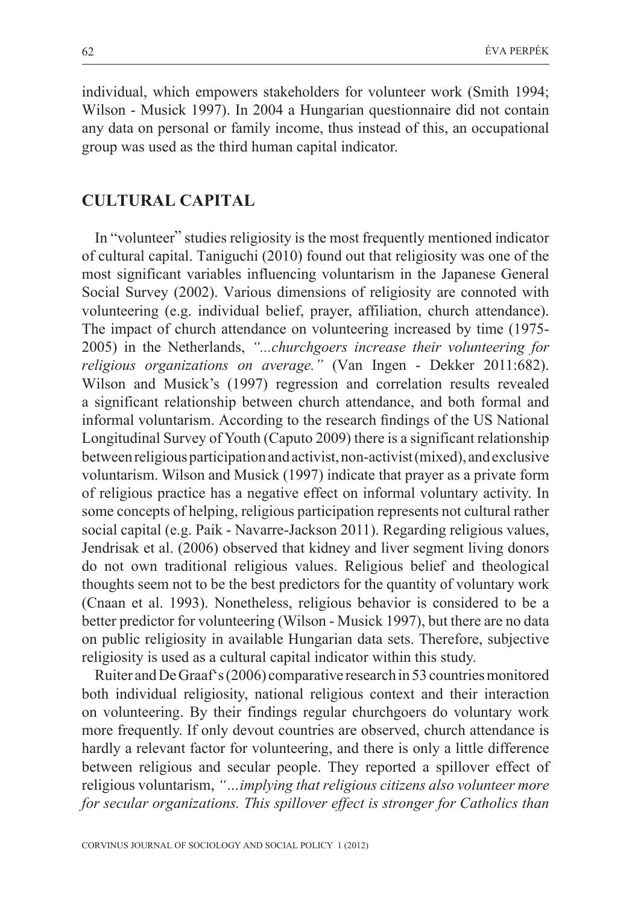individual, which empowers stakeholders for volunteer work (Smith 1994; Wilson - Musick 1997). In 2004 a Hungarian questionnaire did not contain any data on personal or family income, thus instead of this, an occupational group was used as the third human capital indicator.

## CULTURAL CAPITAL

In "volunteer" studies religiosity is the most frequently mentioned indicator of cultural capital. Taniguchi (2010) found out that religiosity was one of the most significant variables influencing voluntarism in the Japanese General Social Survey (2002). Various dimensions of religiosity are connoted with volunteering (e.g. individual belief, prayer, affiliation, church attendance). The impact of church attendance on volunteering increased by time (1975-2005) in the Netherlands, *"...churchgoers increase their volunteering for religious organizations on average."* (Van Ingen - Dekker 2011:682). Wilson and Musick's (1997) regression and correlation results revealed a significant relationship between church attendance, and both formal and informal voluntarism. According to the research findings of the US National Longitudinal Survey of Youth (Caputo 2009) there is a significant relationship between religious participation and activist, non-activist (mixed), and exclusive voluntarism. Wilson and Musick (1997) indicate that prayer as a private form of religious practice has a negative effect on informal voluntary activity. In some concepts of helping, religious participation represents not cultural rather social capital (e.g. Paik - Navarre-Jackson 2011). Regarding religious values, Jendrisak et al. (2006) observed that kidney and liver segment living donors do not own traditional religious values. Religious belief and theological thoughts seem not to be the best predictors for the quantity of voluntary work (Cnaan et al. 1993). Nonetheless, religious behavior is considered to be a better predictor for volunteering (Wilson - Musick 1997), but there are no data on public religiosity in available Hungarian data sets. Therefore, subjective religiosity is used as a cultural capital indicator within this study.

Ruiter and De Graaf's (2006) comparative research in 53 countries monitored both individual religiosity, national religious context and their interaction on volunteering. By their findings regular churchgoers do voluntary work more frequently. If only devout countries are observed, church attendance is hardly a relevant factor for volunteering, and there is only a little difference between religious and secular people. They reported a spillover effect of religious voluntarism, *"…implying that religious citizens also volunteer more for secular organizations. This spillover effect is stronger for Catholics than*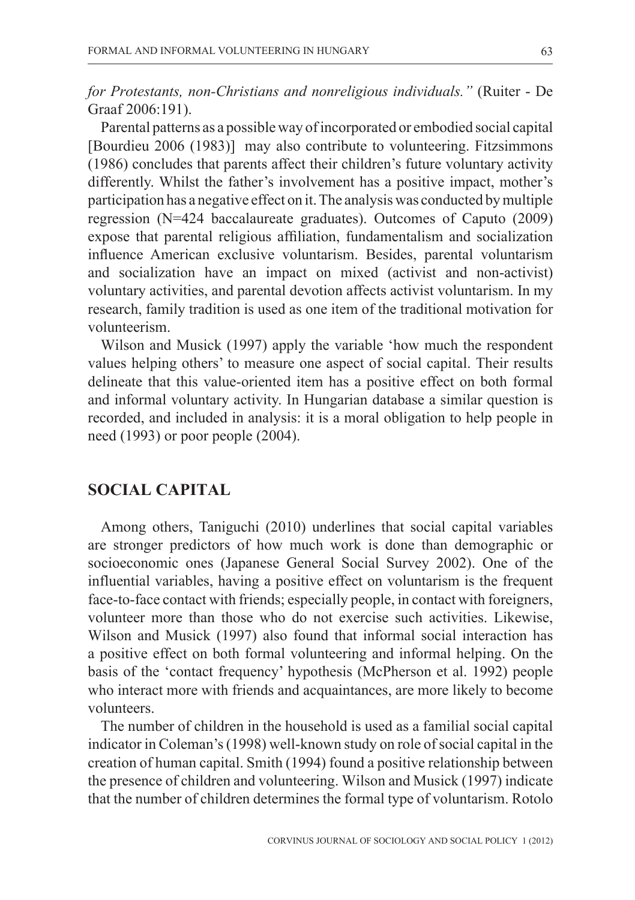*for Protestants, non-Christians and nonreligious individuals."* (Ruiter - De Graaf 2006:191).

Parental patterns as a possible way of incorporated or embodied social capital [Bourdieu 2006 (1983)] may also contribute to volunteering. Fitzsimmons (1986) concludes that parents affect their children's future voluntary activity differently. Whilst the father's involvement has a positive impact, mother's participation has a negative effect on it. The analysis was conducted by multiple regression (N=424 baccalaureate graduates). Outcomes of Caputo (2009) expose that parental religious affiliation, fundamentalism and socialization influence American exclusive voluntarism. Besides, parental voluntarism and socialization have an impact on mixed (activist and non-activist) voluntary activities, and parental devotion affects activist voluntarism. In my research, family tradition is used as one item of the traditional motivation for volunteerism.

Wilson and Musick (1997) apply the variable 'how much the respondent values helping others' to measure one aspect of social capital. Their results delineate that this value-oriented item has a positive effect on both formal and informal voluntary activity. In Hungarian database a similar question is recorded, and included in analysis: it is a moral obligation to help people in need (1993) or poor people (2004).

## SOCIAL CAPITAL

Among others, Taniguchi (2010) underlines that social capital variables are stronger predictors of how much work is done than demographic or socioeconomic ones (Japanese General Social Survey 2002). One of the influential variables, having a positive effect on voluntarism is the frequent face-to-face contact with friends; especially people, in contact with foreigners, volunteer more than those who do not exercise such activities. Likewise, Wilson and Musick (1997) also found that informal social interaction has a positive effect on both formal volunteering and informal helping. On the basis of the 'contact frequency' hypothesis (McPherson et al. 1992) people who interact more with friends and acquaintances, are more likely to become volunteers.

The number of children in the household is used as a familial social capital indicator in Coleman's (1998) well-known study on role of social capital in the creation of human capital. Smith (1994) found a positive relationship between the presence of children and volunteering. Wilson and Musick (1997) indicate that the number of children determines the formal type of voluntarism. Rotolo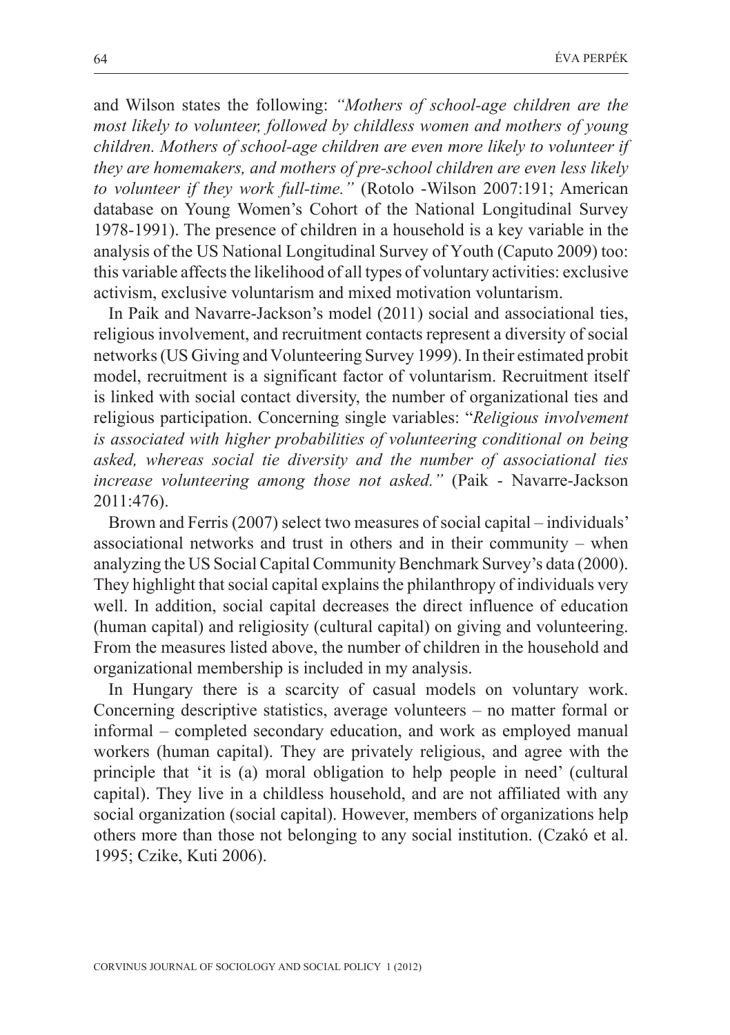and Wilson states the following: *"Mothers of school-age children are the most likely to volunteer, followed by childless women and mothers of young children. Mothers of school-age children are even more likely to volunteer if they are homemakers, and mothers of pre-school children are even less likely to volunteer if they work full-time."* (Rotolo -Wilson 2007:191; American database on Young Women's Cohort of the National Longitudinal Survey 1978-1991). The presence of children in a household is a key variable in the analysis of the US National Longitudinal Survey of Youth (Caputo 2009) too: this variable affects the likelihood of all types of voluntary activities: exclusive activism, exclusive voluntarism and mixed motivation voluntarism.

In Paik and Navarre-Jackson's model (2011) social and associational ties, religious involvement, and recruitment contacts represent a diversity of social networks (US Giving and Volunteering Survey 1999). In their estimated probit model, recruitment is a significant factor of voluntarism. Recruitment itself is linked with social contact diversity, the number of organizational ties and religious participation. Concerning single variables: "*Religious involvement is associated with higher probabilities of volunteering conditional on being asked, whereas social tie diversity and the number of associational ties increase volunteering among those not asked."* (Paik - Navarre-Jackson 2011:476).

Brown and Ferris (2007) select two measures of social capital – individuals' associational networks and trust in others and in their community – when analyzing the US Social Capital Community Benchmark Survey's data (2000). They highlight that social capital explains the philanthropy of individuals very well. In addition, social capital decreases the direct influence of education (human capital) and religiosity (cultural capital) on giving and volunteering. From the measures listed above, the number of children in the household and organizational membership is included in my analysis.

In Hungary there is a scarcity of casual models on voluntary work. Concerning descriptive statistics, average volunteers – no matter formal or informal – completed secondary education, and work as employed manual workers (human capital). They are privately religious, and agree with the principle that 'it is (a) moral obligation to help people in need' (cultural capital). They live in a childless household, and are not affiliated with any social organization (social capital). However, members of organizations help others more than those not belonging to any social institution. (Czakó et al. 1995; Czike, Kuti 2006).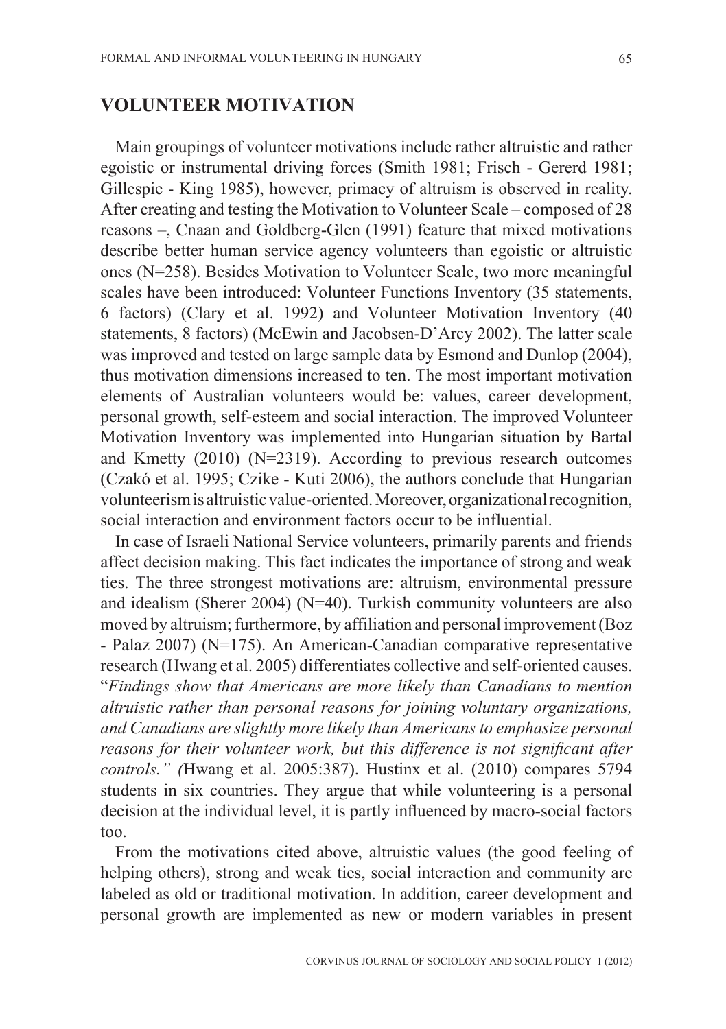## VOLUNTEER MOTIVATION

Main groupings of volunteer motivations include rather altruistic and rather egoistic or instrumental driving forces (Smith 1981; Frisch - Gererd 1981; Gillespie - King 1985), however, primacy of altruism is observed in reality. After creating and testing the Motivation to Volunteer Scale – composed of 28 reasons –, Cnaan and Goldberg-Glen (1991) feature that mixed motivations describe better human service agency volunteers than egoistic or altruistic ones (N=258). Besides Motivation to Volunteer Scale, two more meaningful scales have been introduced: Volunteer Functions Inventory (35 statements, 6 factors) (Clary et al. 1992) and Volunteer Motivation Inventory (40 statements, 8 factors) (McEwin and Jacobsen-D'Arcy 2002). The latter scale was improved and tested on large sample data by Esmond and Dunlop (2004), thus motivation dimensions increased to ten. The most important motivation elements of Australian volunteers would be: values, career development, personal growth, self-esteem and social interaction. The improved Volunteer Motivation Inventory was implemented into Hungarian situation by Bartal and Kmetty (2010) (N=2319). According to previous research outcomes (Czakó et al. 1995; Czike - Kuti 2006), the authors conclude that Hungarian volunteerism is altruistic value-oriented. Moreover, organizational recognition, social interaction and environment factors occur to be influential.

In case of Israeli National Service volunteers, primarily parents and friends affect decision making. This fact indicates the importance of strong and weak ties. The three strongest motivations are: altruism, environmental pressure and idealism (Sherer 2004) (N=40). Turkish community volunteers are also moved by altruism; furthermore, by affiliation and personal improvement (Boz - Palaz 2007) (N=175). An American-Canadian comparative representative research (Hwang et al. 2005) differentiates collective and self-oriented causes. "*Findings show that Americans are more likely than Canadians to mention altruistic rather than personal reasons for joining voluntary organizations, and Canadians are slightly more likely than Americans to emphasize personal reasons for their volunteer work, but this difference is not significant after controls." (*Hwang et al. 2005:387). Hustinx et al. (2010) compares 5794 students in six countries. They argue that while volunteering is a personal decision at the individual level, it is partly influenced by macro-social factors too.

From the motivations cited above, altruistic values (the good feeling of helping others), strong and weak ties, social interaction and community are labeled as old or traditional motivation. In addition, career development and personal growth are implemented as new or modern variables in present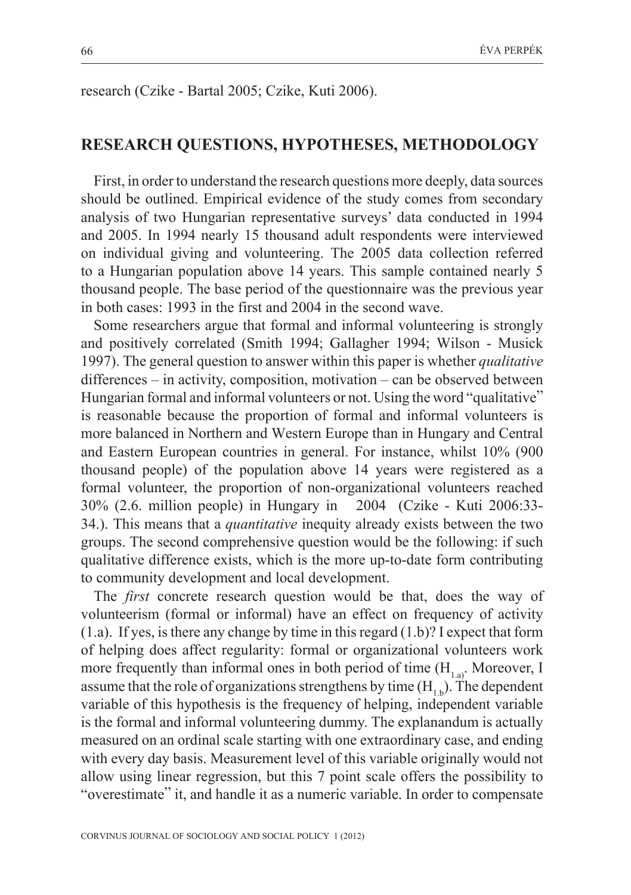research (Czike - Bartal 2005; Czike, Kuti 2006).

## RESEARCH QUESTIONS, HYPOTHESES, METHODOLOGY

First, in order to understand the research questions more deeply, data sources should be outlined. Empirical evidence of the study comes from secondary analysis of two Hungarian representative surveys' data conducted in 1994 and 2005. In 1994 nearly 15 thousand adult respondents were interviewed on individual giving and volunteering. The 2005 data collection referred to a Hungarian population above 14 years. This sample contained nearly 5 thousand people. The base period of the questionnaire was the previous year in both cases: 1993 in the first and 2004 in the second wave.

Some researchers argue that formal and informal volunteering is strongly and positively correlated (Smith 1994; Gallagher 1994; Wilson - Musick 1997). The general question to answer within this paper is whether *qualitative* differences – in activity, composition, motivation – can be observed between Hungarian formal and informal volunteers or not. Using the word "qualitative" is reasonable because the proportion of formal and informal volunteers is more balanced in Northern and Western Europe than in Hungary and Central and Eastern European countries in general. For instance, whilst 10% (900 thousand people) of the population above 14 years were registered as a formal volunteer, the proportion of non-organizational volunteers reached 30% (2.6. million people) in Hungary in 2004 (Czike - Kuti 2006:33-34.). This means that a *quantitative* inequity already exists between the two groups. The second comprehensive question would be the following: if such qualitative difference exists, which is the more up-to-date form contributing to community development and local development.

The *first* concrete research question would be that, does the way of volunteerism (formal or informal) have an effect on frequency of activity (1.a). If yes, is there any change by time in this regard (1.b)? I expect that form of helping does affect regularity: formal or organizational volunteers work more frequently than informal ones in both period of time ($H_{1.a)}$. Moreover, I assume that the role of organizations strengthens by time ($H_{1.b}$). The dependent variable of this hypothesis is the frequency of helping, independent variable is the formal and informal volunteering dummy. The explanandum is actually measured on an ordinal scale starting with one extraordinary case, and ending with every day basis. Measurement level of this variable originally would not allow using linear regression, but this 7 point scale offers the possibility to "overestimate" it, and handle it as a numeric variable. In order to compensate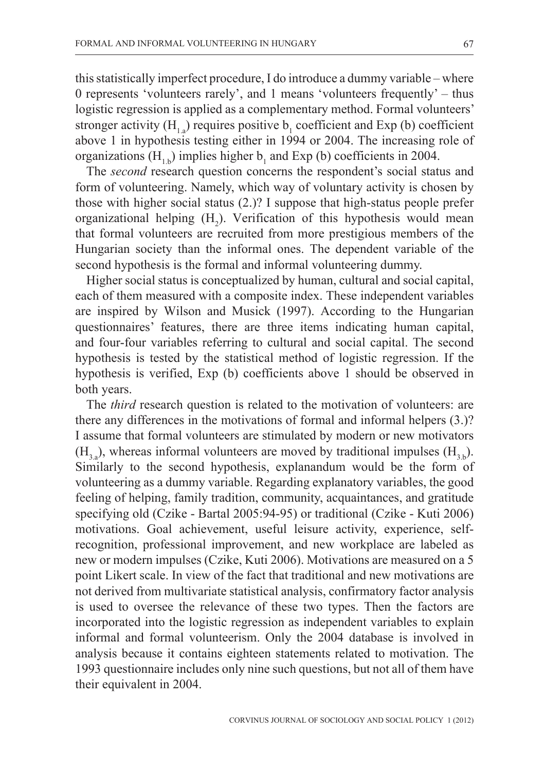this statistically imperfect procedure, I do introduce a dummy variable – where 0 represents 'volunteers rarely', and 1 means 'volunteers frequently' – thus logistic regression is applied as a complementary method. Formal volunteers' stronger activity ($H_{1.a}$) requires positive $b_1$ coefficient and Exp (b) coefficient above 1 in hypothesis testing either in 1994 or 2004. The increasing role of organizations ($H_{1.b}$) implies higher $b_1$ and Exp (b) coefficients in 2004.

The *second* research question concerns the respondent's social status and form of volunteering. Namely, which way of voluntary activity is chosen by those with higher social status (2.)? I suppose that high-status people prefer organizational helping ($H_2$). Verification of this hypothesis would mean that formal volunteers are recruited from more prestigious members of the Hungarian society than the informal ones. The dependent variable of the second hypothesis is the formal and informal volunteering dummy.

Higher social status is conceptualized by human, cultural and social capital, each of them measured with a composite index. These independent variables are inspired by Wilson and Musick (1997). According to the Hungarian questionnaires' features, there are three items indicating human capital, and four-four variables referring to cultural and social capital. The second hypothesis is tested by the statistical method of logistic regression. If the hypothesis is verified, Exp (b) coefficients above 1 should be observed in both years.

The *third* research question is related to the motivation of volunteers: are there any differences in the motivations of formal and informal helpers (3.)? I assume that formal volunteers are stimulated by modern or new motivators ($H_{3.a}$), whereas informal volunteers are moved by traditional impulses ($H_{3.b}$). Similarly to the second hypothesis, explanandum would be the form of volunteering as a dummy variable. Regarding explanatory variables, the good feeling of helping, family tradition, community, acquaintances, and gratitude specifying old (Czike - Bartal 2005:94-95) or traditional (Czike - Kuti 2006) motivations. Goal achievement, useful leisure activity, experience, self-recognition, professional improvement, and new workplace are labeled as new or modern impulses (Czike, Kuti 2006). Motivations are measured on a 5 point Likert scale. In view of the fact that traditional and new motivations are not derived from multivariate statistical analysis, confirmatory factor analysis is used to oversee the relevance of these two types. Then the factors are incorporated into the logistic regression as independent variables to explain informal and formal volunteerism. Only the 2004 database is involved in analysis because it contains eighteen statements related to motivation. The 1993 questionnaire includes only nine such questions, but not all of them have their equivalent in 2004.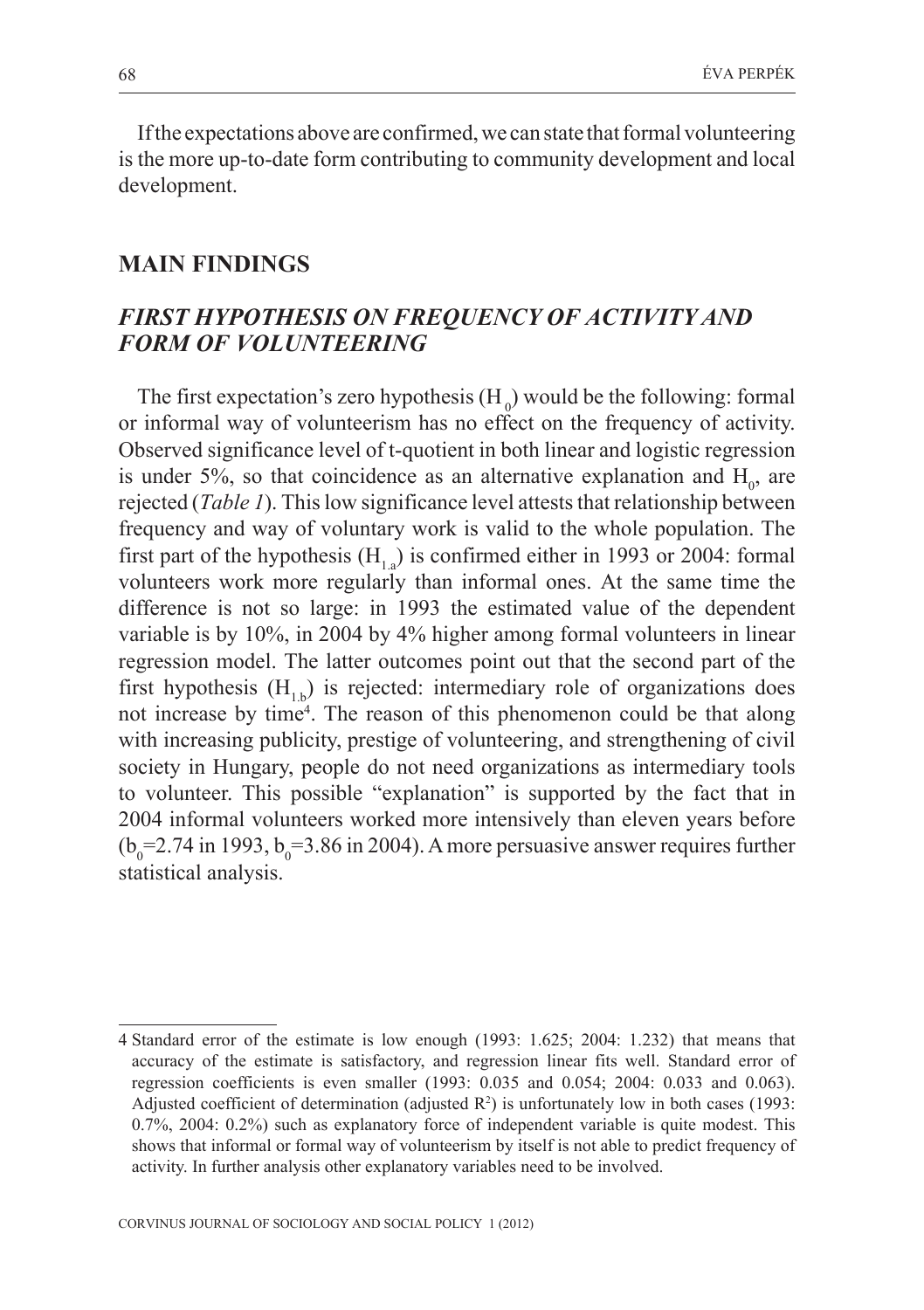If the expectations above are confirmed, we can state that formal volunteering is the more up-to-date form contributing to community development and local development.

## MAIN FINDINGS

### *FIRST HYPOTHESIS ON FREQUENCY OF ACTIVITY AND FORM OF VOLUNTEERING*

The first expectation's zero hypothesis ($H_0$) would be the following: formal or informal way of volunteerism has no effect on the frequency of activity. Observed significance level of t-quotient in both linear and logistic regression is under 5%, so that coincidence as an alternative explanation and $H_0$, are rejected (*Table 1*). This low significance level attests that relationship between frequency and way of voluntary work is valid to the whole population. The first part of the hypothesis ($H_{1.a}$) is confirmed either in 1993 or 2004: formal volunteers work more regularly than informal ones. At the same time the difference is not so large: in 1993 the estimated value of the dependent variable is by 10%, in 2004 by 4% higher among formal volunteers in linear regression model. The latter outcomes point out that the second part of the first hypothesis ($H_{1.b}$) is rejected: intermediary role of organizations does not increase by time[4]. The reason of this phenomenon could be that along with increasing publicity, prestige of volunteering, and strengthening of civil society in Hungary, people do not need organizations as intermediary tools to volunteer. This possible "explanation" is supported by the fact that in 2004 informal volunteers worked more intensively than eleven years before ($b_0$=2.74 in 1993, $b_0$=3.86 in 2004). A more persuasive answer requires further statistical analysis.

---

4 Standard error of the estimate is low enough (1993: 1.625; 2004: 1.232) that means that accuracy of the estimate is satisfactory, and regression linear fits well. Standard error of regression coefficients is even smaller (1993: 0.035 and 0.054; 2004: 0.033 and 0.063). Adjusted coefficient of determination (adjusted $R^2$) is unfortunately low in both cases (1993: 0.7%, 2004: 0.2%) such as explanatory force of independent variable is quite modest. This shows that informal or formal way of volunteerism by itself is not able to predict frequency of activity. In further analysis other explanatory variables need to be involved.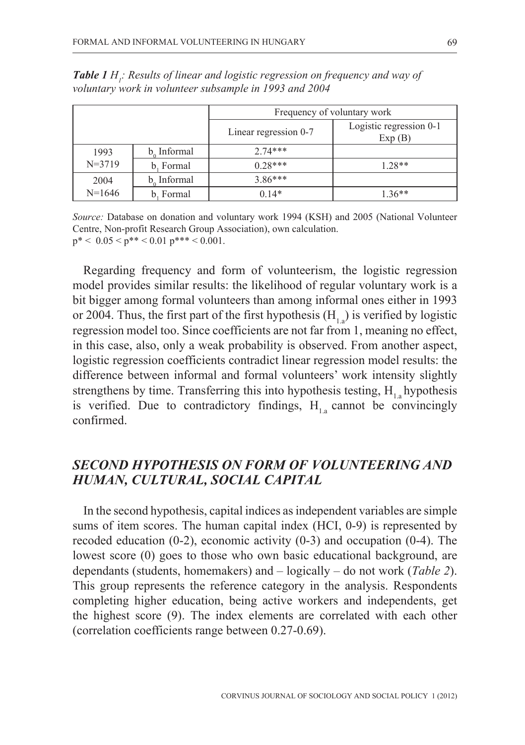***Table 1** $H_1$: Results of linear and logistic regression on frequency and way of voluntary work in volunteer subsample in 1993 and 2004*

| | | Frequency of voluntary work | |
|---|---|---|---|
| | | Linear regression 0-7 | Logistic regression 0-1 Exp (B) |
| 1993 N=3719 | $b_0$ Informal | 2.74*** | |
| | $b_1$ Formal | 0.28*** | 1.28** |
| 2004 N=1646 | $b_0$ Informal | 3.86*** | |
| | $b_1$ Formal | 0.14* | 1.36** |

*Source:* Database on donation and voluntary work 1994 (KSH) and 2005 (National Volunteer Centre, Non-profit Research Group Association), own calculation.
p* < 0.05 < p** < 0.01 p*** < 0.001.

Regarding frequency and form of volunteerism, the logistic regression model provides similar results: the likelihood of regular voluntary work is a bit bigger among formal volunteers than among informal ones either in 1993 or 2004. Thus, the first part of the first hypothesis ($H_{1.a}$) is verified by logistic regression model too. Since coefficients are not far from 1, meaning no effect, in this case, also, only a weak probability is observed. From another aspect, logistic regression coefficients contradict linear regression model results: the difference between informal and formal volunteers' work intensity slightly strengthens by time. Transferring this into hypothesis testing, $H_{1.a}$ hypothesis is verified. Due to contradictory findings, $H_{1.a}$ cannot be convincingly confirmed.

## *SECOND HYPOTHESIS ON FORM OF VOLUNTEERING AND HUMAN, CULTURAL, SOCIAL CAPITAL*

In the second hypothesis, capital indices as independent variables are simple sums of item scores. The human capital index (HCI, 0-9) is represented by recoded education (0-2), economic activity (0-3) and occupation (0-4). The lowest score (0) goes to those who own basic educational background, are dependants (students, homemakers) and – logically – do not work (*Table 2*). This group represents the reference category in the analysis. Respondents completing higher education, being active workers and independents, get the highest score (9). The index elements are correlated with each other (correlation coefficients range between 0.27-0.69).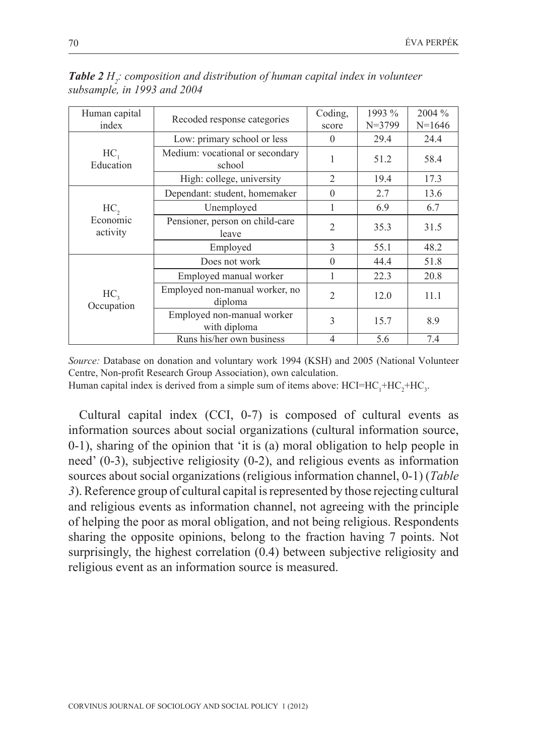***Table 2*** *$H_2$: composition and distribution of human capital index in volunteer subsample, in 1993 and 2004*

| Human capital index | Recoded response categories | Coding, score | 1993 % N=3799 | 2004 % N=1646 |
|---|---|---|---|---|
| $HC_1$ Education | Low: primary school or less | 0 | 29.4 | 24.4 |
| | Medium: vocational or secondary school | 1 | 51.2 | 58.4 |
| | High: college, university | 2 | 19.4 | 17.3 |
| $HC_2$ Economic activity | Dependant: student, homemaker | 0 | 2.7 | 13.6 |
| | Unemployed | 1 | 6.9 | 6.7 |
| | Pensioner, person on child-care leave | 2 | 35.3 | 31.5 |
| | Employed | 3 | 55.1 | 48.2 |
| $HC_3$ Occupation | Does not work | 0 | 44.4 | 51.8 |
| | Employed manual worker | 1 | 22.3 | 20.8 |
| | Employed non-manual worker, no diploma | 2 | 12.0 | 11.1 |
| | Employed non-manual worker with diploma | 3 | 15.7 | 8.9 |
| | Runs his/her own business | 4 | 5.6 | 7.4 |

*Source:* Database on donation and voluntary work 1994 (KSH) and 2005 (National Volunteer Centre, Non-profit Research Group Association), own calculation.
Human capital index is derived from a simple sum of items above: $HCI=HC_1+HC_2+HC_3$.

Cultural capital index (CCI, 0-7) is composed of cultural events as information sources about social organizations (cultural information source, 0-1), sharing of the opinion that 'it is (a) moral obligation to help people in need' (0-3), subjective religiosity (0-2), and religious events as information sources about social organizations (religious information channel, 0-1) (*Table 3*). Reference group of cultural capital is represented by those rejecting cultural and religious events as information channel, not agreeing with the principle of helping the poor as moral obligation, and not being religious. Respondents sharing the opposite opinions, belong to the fraction having 7 points. Not surprisingly, the highest correlation (0.4) between subjective religiosity and religious event as an information source is measured.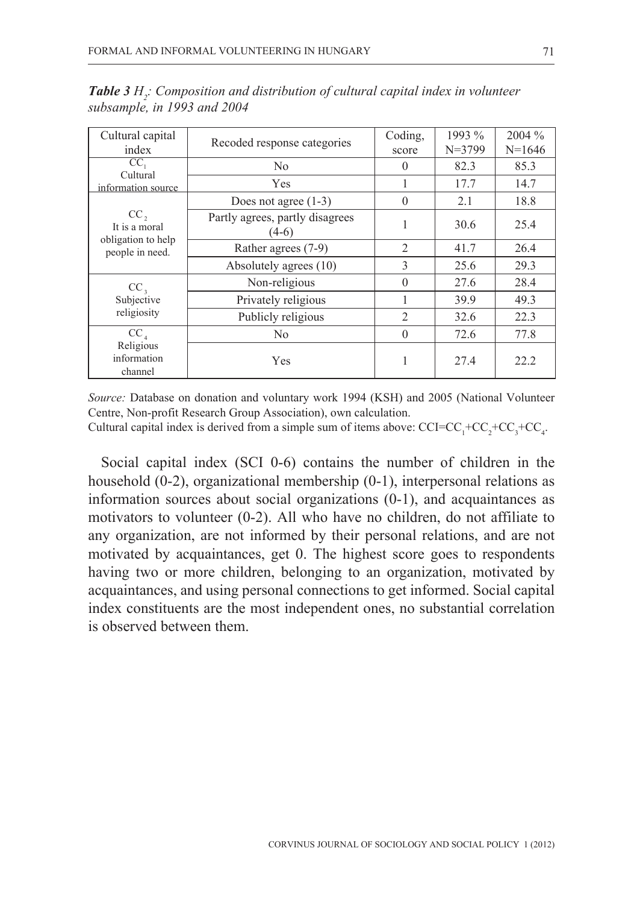***Table 3*** *$H_2$: Composition and distribution of cultural capital index in volunteer subsample, in 1993 and 2004*

| Cultural capital index | Recoded response categories | Coding, score | 1993 % N=3799 | 2004 % N=1646 |
|---|---|---|---|---|
| $CC_1$ Cultural information source | No | 0 | 82.3 | 85.3 |
| | Yes | 1 | 17.7 | 14.7 |
| $CC_2$ It is a moral obligation to help people in need. | Does not agree (1-3) | 0 | 2.1 | 18.8 |
| | Partly agrees, partly disagrees (4-6) | 1 | 30.6 | 25.4 |
| | Rather agrees (7-9) | 2 | 41.7 | 26.4 |
| | Absolutely agrees (10) | 3 | 25.6 | 29.3 |
| $CC_3$ Subjective religiosity | Non-religious | 0 | 27.6 | 28.4 |
| | Privately religious | 1 | 39.9 | 49.3 |
| | Publicly religious | 2 | 32.6 | 22.3 |
| $CC_4$ Religious information channel | No | 0 | 72.6 | 77.8 |
| | Yes | 1 | 27.4 | 22.2 |

*Source:* Database on donation and voluntary work 1994 (KSH) and 2005 (National Volunteer Centre, Non-profit Research Group Association), own calculation.
Cultural capital index is derived from a simple sum of items above: $CCI=CC_1+CC_2+CC_3+CC_4$.

Social capital index (SCI 0-6) contains the number of children in the household (0-2), organizational membership (0-1), interpersonal relations as information sources about social organizations (0-1), and acquaintances as motivators to volunteer (0-2). All who have no children, do not affiliate to any organization, are not informed by their personal relations, and are not motivated by acquaintances, get 0. The highest score goes to respondents having two or more children, belonging to an organization, motivated by acquaintances, and using personal connections to get informed. Social capital index constituents are the most independent ones, no substantial correlation is observed between them.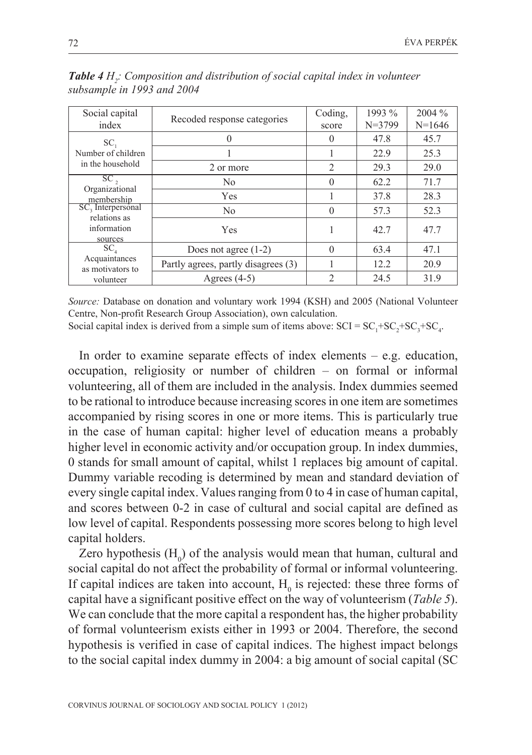***Table 4** $H_2$: Composition and distribution of social capital index in volunteer subsample in 1993 and 2004*

| Social capital index | Recoded response categories | Coding, score | 1993 % N=3799 | 2004 % N=1646 |
|---|---|---|---|---|
| $SC_1$ Number of children in the household | 0 | 0 | 47.8 | 45.7 |
| | 1 | 1 | 22.9 | 25.3 |
| | 2 or more | 2 | 29.3 | 29.0 |
| $SC_2$ Organizational membership | No | 0 | 62.2 | 71.7 |
| | Yes | 1 | 37.8 | 28.3 |
| $SC_3$ Interpersonal relations as information sources | No | 0 | 57.3 | 52.3 |
| | Yes | 1 | 42.7 | 47.7 |
| $SC_4$ Acquaintances as motivators to volunteer | Does not agree (1-2) | 0 | 63.4 | 47.1 |
| | Partly agrees, partly disagrees (3) | 1 | 12.2 | 20.9 |
| | Agrees (4-5) | 2 | 24.5 | 31.9 |

*Source:* Database on donation and voluntary work 1994 (KSH) and 2005 (National Volunteer Centre, Non-profit Research Group Association), own calculation.
Social capital index is derived from a simple sum of items above: $SCI = SC_1+SC_2+SC_3+SC_4$.

In order to examine separate effects of index elements – e.g. education, occupation, religiosity or number of children – on formal or informal volunteering, all of them are included in the analysis. Index dummies seemed to be rational to introduce because increasing scores in one item are sometimes accompanied by rising scores in one or more items. This is particularly true in the case of human capital: higher level of education means a probably higher level in economic activity and/or occupation group. In index dummies, 0 stands for small amount of capital, whilst 1 replaces big amount of capital. Dummy variable recoding is determined by mean and standard deviation of every single capital index. Values ranging from 0 to 4 in case of human capital, and scores between 0-2 in case of cultural and social capital are defined as low level of capital. Respondents possessing more scores belong to high level capital holders.

Zero hypothesis ($H_0$) of the analysis would mean that human, cultural and social capital do not affect the probability of formal or informal volunteering. If capital indices are taken into account, $H_0$ is rejected: these three forms of capital have a significant positive effect on the way of volunteerism (*Table 5*). We can conclude that the more capital a respondent has, the higher probability of formal volunteerism exists either in 1993 or 2004. Therefore, the second hypothesis is verified in case of capital indices. The highest impact belongs to the social capital index dummy in 2004: a big amount of social capital (SC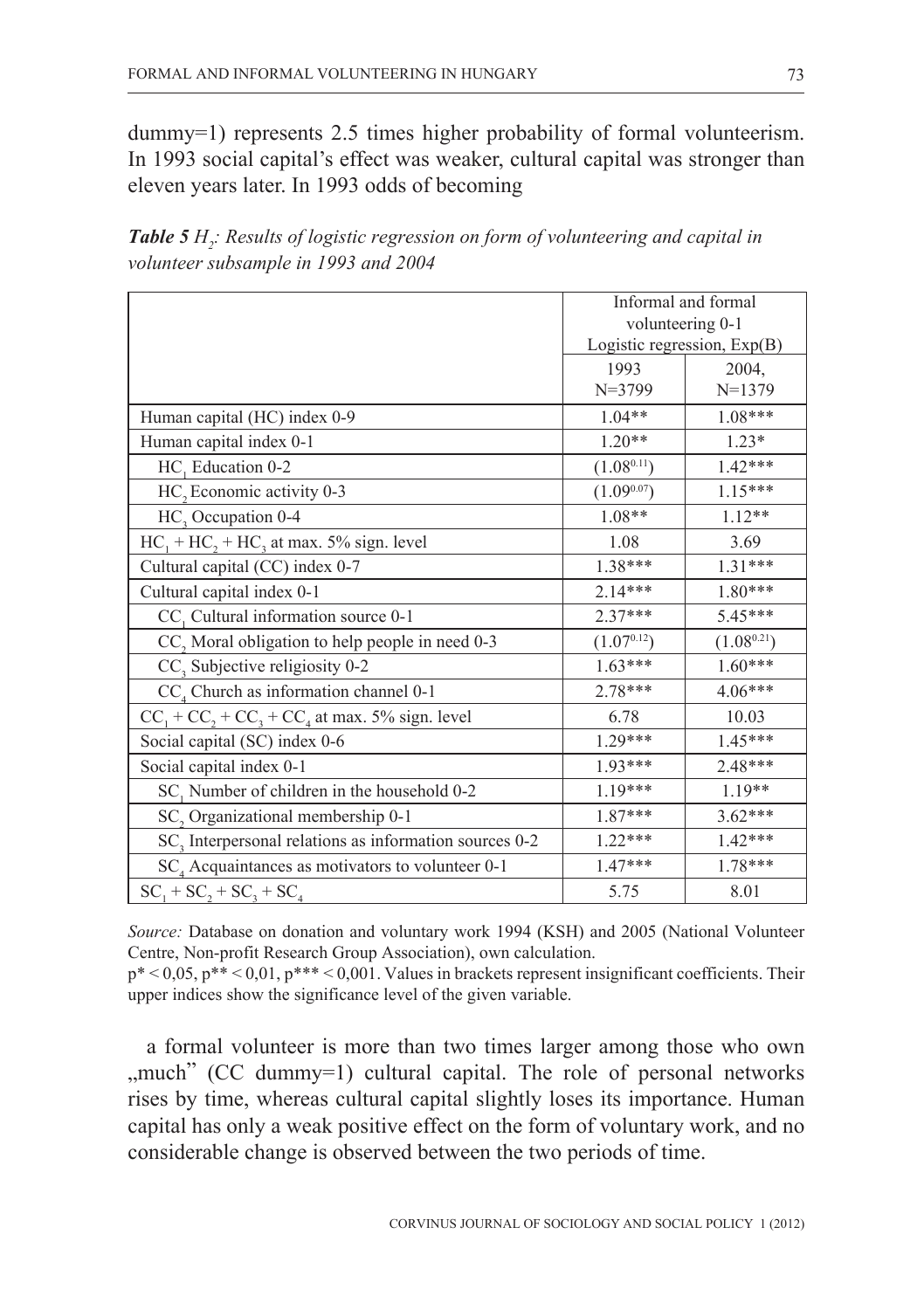dummy=1) represents 2.5 times higher probability of formal volunteerism. In 1993 social capital's effect was weaker, cultural capital was stronger than eleven years later. In 1993 odds of becoming a formal volunteer is more than two times larger among those who own „much" (CC dummy=1) cultural capital. The role of personal networks rises by time, whereas cultural capital slightly loses its importance. Human capital has only a weak positive effect on the form of voluntary work, and no considerable change is observed between the two periods of time.

***Table 5** $H_2$: Results of logistic regression on form of volunteering and capital in volunteer subsample in 1993 and 2004*

| | Informal and formal volunteering 0-1 Logistic regression, Exp(B) | |
|---|---|---|
| | 1993 N=3799 | 2004, N=1379 |
| Human capital (HC) index 0-9 | 1.04** | 1.08*** |
| Human capital index 0-1 | 1.20** | 1.23* |
| $HC_1$ Education 0-2 | $(1.08^{0.11})$ | 1.42*** |
| $HC_2$ Economic activity 0-3 | $(1.09^{0.07})$ | 1.15*** |
| $HC_3$ Occupation 0-4 | 1.08** | 1.12** |
| $HC_1 + HC_2 + HC_3$ at max. 5% sign. level | 1.08 | 3.69 |
| Cultural capital (CC) index 0-7 | 1.38*** | 1.31*** |
| Cultural capital index 0-1 | 2.14*** | 1.80*** |
| $CC_1$ Cultural information source 0-1 | 2.37*** | 5.45*** |
| $CC_2$ Moral obligation to help people in need 0-3 | $(1.07^{0.12})$ | $(1.08^{0.21})$ |
| $CC_3$ Subjective religiosity 0-2 | 1.63*** | 1.60*** |
| $CC_4$ Church as information channel 0-1 | 2.78*** | 4.06*** |
| $CC_1 + CC_2 + CC_3 + CC_4$ at max. 5% sign. level | 6.78 | 10.03 |
| Social capital (SC) index 0-6 | 1.29*** | 1.45*** |
| Social capital index 0-1 | 1.93*** | 2.48*** |
| $SC_1$ Number of children in the household 0-2 | 1.19*** | 1.19** |
| $SC_2$ Organizational membership 0-1 | 1.87*** | 3.62*** |
| $SC_3$ Interpersonal relations as information sources 0-2 | 1.22*** | 1.42*** |
| $SC_4$ Acquaintances as motivators to volunteer 0-1 | 1.47*** | 1.78*** |
| $SC_1 + SC_2 + SC_3 + SC_4$ | 5.75 | 8.01 |

*Source:* Database on donation and voluntary work 1994 (KSH) and 2005 (National Volunteer Centre, Non-profit Research Group Association), own calculation.

$p^* < 0{,}05$, $p^{**} < 0{,}01$, $p^{***} < 0{,}001$. Values in brackets represent insignificant coefficients. Their upper indices show the significance level of the given variable.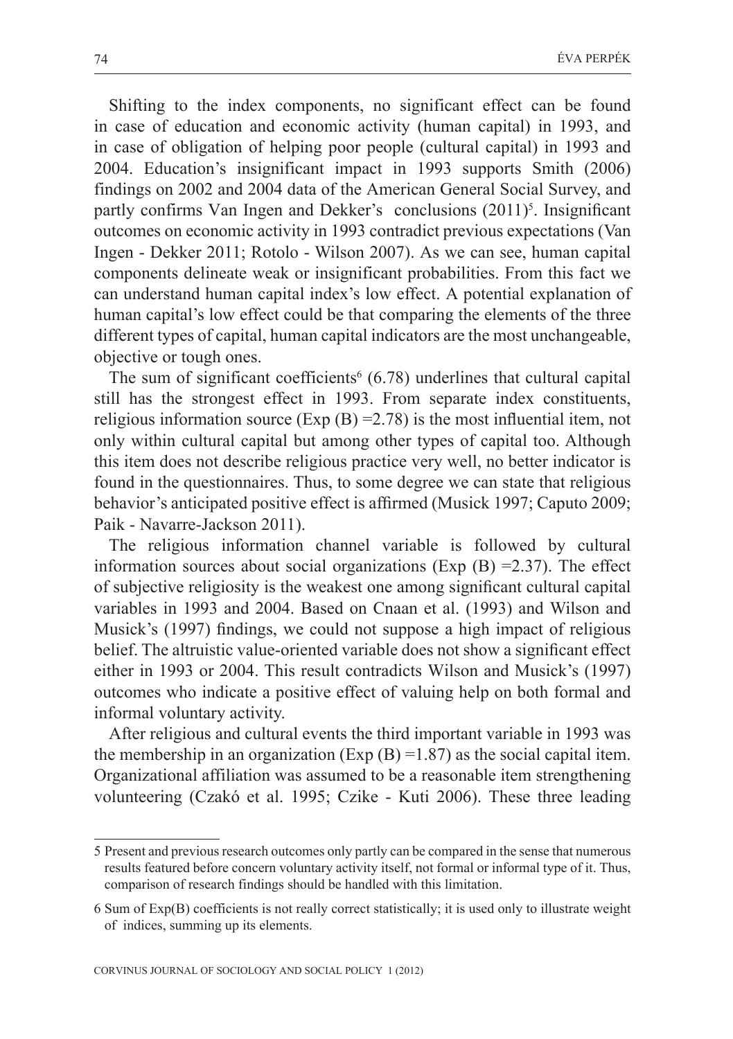Shifting to the index components, no significant effect can be found in case of education and economic activity (human capital) in 1993, and in case of obligation of helping poor people (cultural capital) in 1993 and 2004. Education's insignificant impact in 1993 supports Smith (2006) findings on 2002 and 2004 data of the American General Social Survey, and partly confirms Van Ingen and Dekker's conclusions (2011)[5]. Insignificant outcomes on economic activity in 1993 contradict previous expectations (Van Ingen - Dekker 2011; Rotolo - Wilson 2007). As we can see, human capital components delineate weak or insignificant probabilities. From this fact we can understand human capital index's low effect. A potential explanation of human capital's low effect could be that comparing the elements of the three different types of capital, human capital indicators are the most unchangeable, objective or tough ones.

The sum of significant coefficients[6] (6.78) underlines that cultural capital still has the strongest effect in 1993. From separate index constituents, religious information source (Exp (B) =2.78) is the most influential item, not only within cultural capital but among other types of capital too. Although this item does not describe religious practice very well, no better indicator is found in the questionnaires. Thus, to some degree we can state that religious behavior's anticipated positive effect is affirmed (Musick 1997; Caputo 2009; Paik - Navarre-Jackson 2011).

The religious information channel variable is followed by cultural information sources about social organizations (Exp (B) =2.37). The effect of subjective religiosity is the weakest one among significant cultural capital variables in 1993 and 2004. Based on Cnaan et al. (1993) and Wilson and Musick's (1997) findings, we could not suppose a high impact of religious belief. The altruistic value-oriented variable does not show a significant effect either in 1993 or 2004. This result contradicts Wilson and Musick's (1997) outcomes who indicate a positive effect of valuing help on both formal and informal voluntary activity.

After religious and cultural events the third important variable in 1993 was the membership in an organization (Exp (B) =1.87) as the social capital item. Organizational affiliation was assumed to be a reasonable item strengthening volunteering (Czakó et al. 1995; Czike - Kuti 2006). These three leading

---

5 Present and previous research outcomes only partly can be compared in the sense that numerous results featured before concern voluntary activity itself, not formal or informal type of it. Thus, comparison of research findings should be handled with this limitation.

6 Sum of Exp(B) coefficients is not really correct statistically; it is used only to illustrate weight of indices, summing up its elements.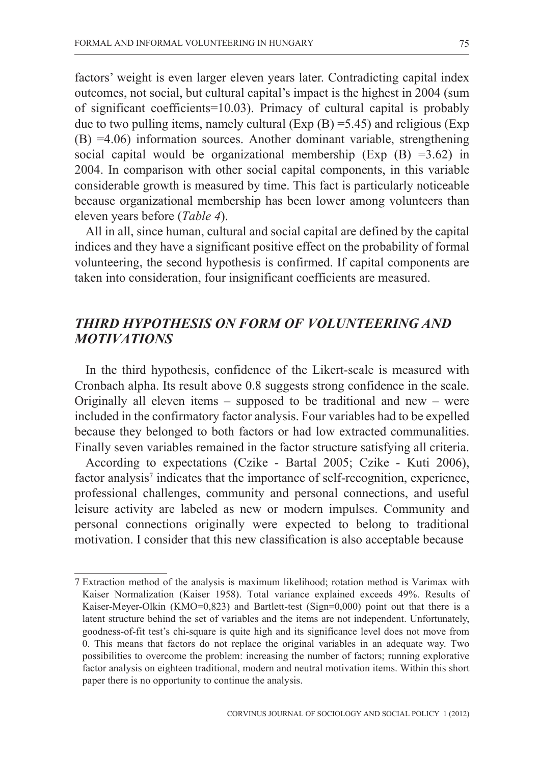factors' weight is even larger eleven years later. Contradicting capital index outcomes, not social, but cultural capital's impact is the highest in 2004 (sum of significant coefficients=10.03). Primacy of cultural capital is probably due to two pulling items, namely cultural (Exp (B) =5.45) and religious (Exp (B) =4.06) information sources. Another dominant variable, strengthening social capital would be organizational membership (Exp (B) =3.62) in 2004. In comparison with other social capital components, in this variable considerable growth is measured by time. This fact is particularly noticeable because organizational membership has been lower among volunteers than eleven years before (*Table 4*).

All in all, since human, cultural and social capital are defined by the capital indices and they have a significant positive effect on the probability of formal volunteering, the second hypothesis is confirmed. If capital components are taken into consideration, four insignificant coefficients are measured.

## *THIRD HYPOTHESIS ON FORM OF VOLUNTEERING AND MOTIVATIONS*

In the third hypothesis, confidence of the Likert-scale is measured with Cronbach alpha. Its result above 0.8 suggests strong confidence in the scale. Originally all eleven items – supposed to be traditional and new – were included in the confirmatory factor analysis. Four variables had to be expelled because they belonged to both factors or had low extracted communalities. Finally seven variables remained in the factor structure satisfying all criteria.

According to expectations (Czike - Bartal 2005; Czike - Kuti 2006), factor analysis[7] indicates that the importance of self-recognition, experience, professional challenges, community and personal connections, and useful leisure activity are labeled as new or modern impulses. Community and personal connections originally were expected to belong to traditional motivation. I consider that this new classification is also acceptable because

---

7 Extraction method of the analysis is maximum likelihood; rotation method is Varimax with Kaiser Normalization (Kaiser 1958). Total variance explained exceeds 49%. Results of Kaiser-Meyer-Olkin (KMO=0,823) and Bartlett-test (Sign=0,000) point out that there is a latent structure behind the set of variables and the items are not independent. Unfortunately, goodness-of-fit test's chi-square is quite high and its significance level does not move from 0. This means that factors do not replace the original variables in an adequate way. Two possibilities to overcome the problem: increasing the number of factors; running explorative factor analysis on eighteen traditional, modern and neutral motivation items. Within this short paper there is no opportunity to continue the analysis.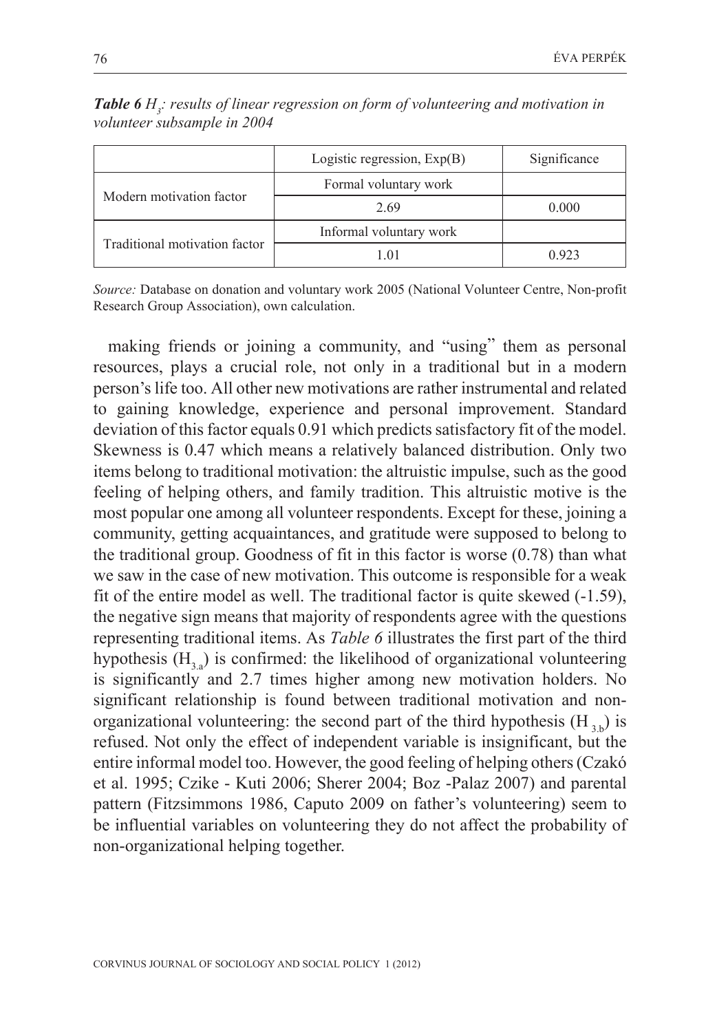***Table 6** $H_3$: results of linear regression on form of volunteering and motivation in volunteer subsample in 2004*

| | Logistic regression, Exp(B) | Significance |
|---|---|---|
| Modern motivation factor | Formal voluntary work | |
| | 2.69 | 0.000 |
| Traditional motivation factor | Informal voluntary work | |
| | 1.01 | 0.923 |

*Source:* Database on donation and voluntary work 2005 (National Volunteer Centre, Non-profit Research Group Association), own calculation.

making friends or joining a community, and "using" them as personal resources, plays a crucial role, not only in a traditional but in a modern person's life too. All other new motivations are rather instrumental and related to gaining knowledge, experience and personal improvement. Standard deviation of this factor equals 0.91 which predicts satisfactory fit of the model. Skewness is 0.47 which means a relatively balanced distribution. Only two items belong to traditional motivation: the altruistic impulse, such as the good feeling of helping others, and family tradition. This altruistic motive is the most popular one among all volunteer respondents. Except for these, joining a community, getting acquaintances, and gratitude were supposed to belong to the traditional group. Goodness of fit in this factor is worse (0.78) than what we saw in the case of new motivation. This outcome is responsible for a weak fit of the entire model as well. The traditional factor is quite skewed (-1.59), the negative sign means that majority of respondents agree with the questions representing traditional items. As *Table 6* illustrates the first part of the third hypothesis ($H_{3.a}$) is confirmed: the likelihood of organizational volunteering is significantly and 2.7 times higher among new motivation holders. No significant relationship is found between traditional motivation and non-organizational volunteering: the second part of the third hypothesis ($H_{3.b}$) is refused. Not only the effect of independent variable is insignificant, but the entire informal model too. However, the good feeling of helping others (Czakó et al. 1995; Czike - Kuti 2006; Sherer 2004; Boz -Palaz 2007) and parental pattern (Fitzsimmons 1986, Caputo 2009 on father's volunteering) seem to be influential variables on volunteering they do not affect the probability of non-organizational helping together.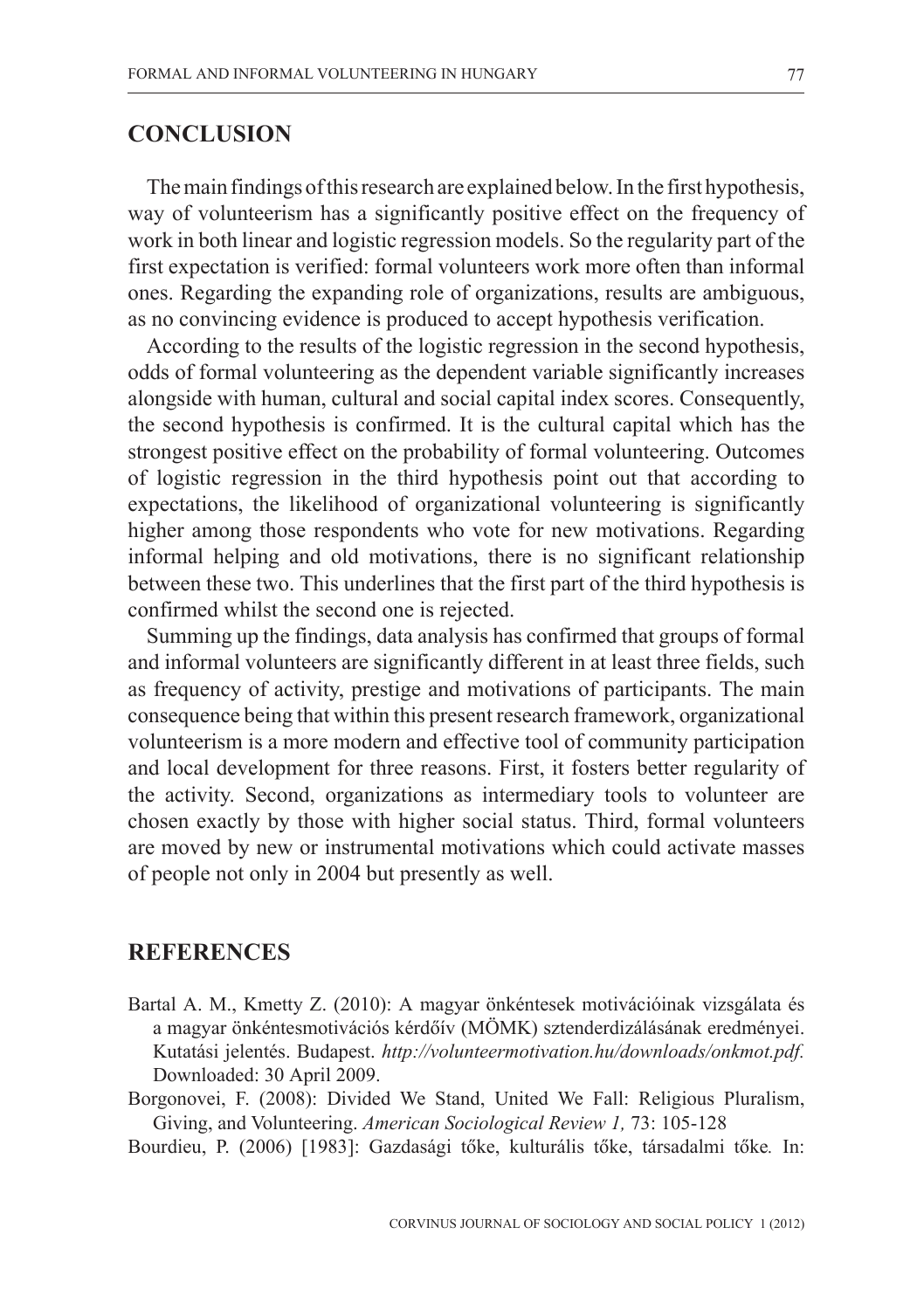## CONCLUSION

The main findings of this research are explained below. In the first hypothesis, way of volunteerism has a significantly positive effect on the frequency of work in both linear and logistic regression models. So the regularity part of the first expectation is verified: formal volunteers work more often than informal ones. Regarding the expanding role of organizations, results are ambiguous, as no convincing evidence is produced to accept hypothesis verification.

According to the results of the logistic regression in the second hypothesis, odds of formal volunteering as the dependent variable significantly increases alongside with human, cultural and social capital index scores. Consequently, the second hypothesis is confirmed. It is the cultural capital which has the strongest positive effect on the probability of formal volunteering. Outcomes of logistic regression in the third hypothesis point out that according to expectations, the likelihood of organizational volunteering is significantly higher among those respondents who vote for new motivations. Regarding informal helping and old motivations, there is no significant relationship between these two. This underlines that the first part of the third hypothesis is confirmed whilst the second one is rejected.

Summing up the findings, data analysis has confirmed that groups of formal and informal volunteers are significantly different in at least three fields, such as frequency of activity, prestige and motivations of participants. The main consequence being that within this present research framework, organizational volunteerism is a more modern and effective tool of community participation and local development for three reasons. First, it fosters better regularity of the activity. Second, organizations as intermediary tools to volunteer are chosen exactly by those with higher social status. Third, formal volunteers are moved by new or instrumental motivations which could activate masses of people not only in 2004 but presently as well.

## REFERENCES

Bartal A. M., Kmetty Z. (2010): A magyar önkéntesek motivációinak vizsgálata és a magyar önkéntesmotivációs kérdőív (MÖMK) sztenderdizálásának eredményei. Kutatási jelentés. Budapest. *http://volunteermotivation.hu/downloads/onkmot.pdf.* Downloaded: 30 April 2009.

Borgonovei, F. (2008): Divided We Stand, United We Fall: Religious Pluralism, Giving, and Volunteering. *American Sociological Review 1,* 73: 105-128

Bourdieu, P. (2006) [1983]: Gazdasági tőke, kulturális tőke, társadalmi tőke*.* In: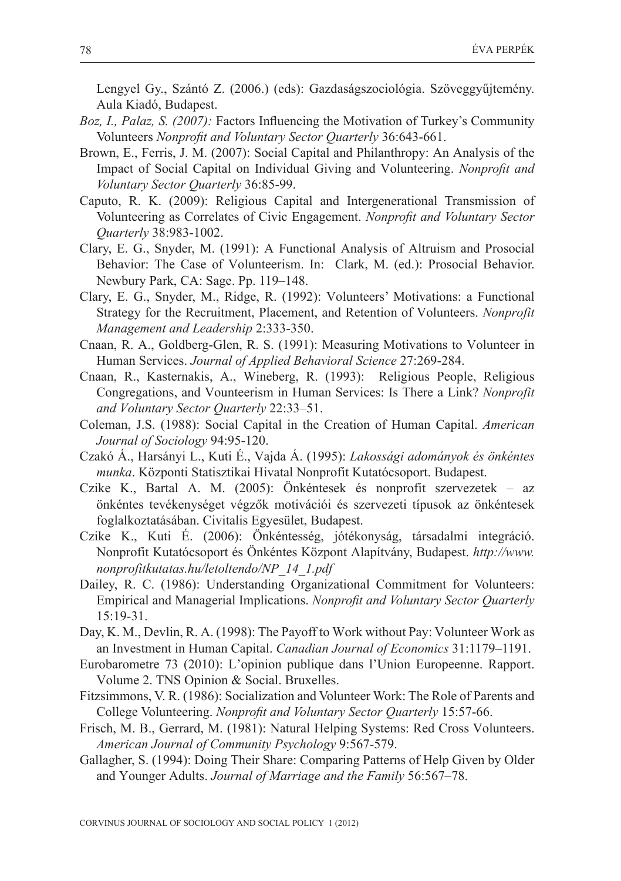Lengyel Gy., Szántó Z. (2006.) (eds): Gazdaságszociológia. Szöveggyűjtemény. Aula Kiadó, Budapest.

*Boz, I., Palaz, S. (2007):* Factors Influencing the Motivation of Turkey's Community Volunteers *Nonprofit and Voluntary Sector Quarterly* 36:643-661.

Brown, E., Ferris, J. M. (2007): Social Capital and Philanthropy: An Analysis of the Impact of Social Capital on Individual Giving and Volunteering. *Nonprofit and Voluntary Sector Quarterly* 36:85-99.

Caputo, R. K. (2009): Religious Capital and Intergenerational Transmission of Volunteering as Correlates of Civic Engagement. *Nonprofit and Voluntary Sector Quarterly* 38:983-1002.

Clary, E. G., Snyder, M. (1991): A Functional Analysis of Altruism and Prosocial Behavior: The Case of Volunteerism. In: Clark, M. (ed.): Prosocial Behavior. Newbury Park, CA: Sage. Pp. 119–148.

Clary, E. G., Snyder, M., Ridge, R. (1992): Volunteers' Motivations: a Functional Strategy for the Recruitment, Placement, and Retention of Volunteers. *Nonprofit Management and Leadership* 2:333-350.

Cnaan, R. A., Goldberg-Glen, R. S. (1991): Measuring Motivations to Volunteer in Human Services. *Journal of Applied Behavioral Science* 27:269-284.

Cnaan, R., Kasternakis, A., Wineberg, R. (1993): Religious People, Religious Congregations, and Vounteerism in Human Services: Is There a Link? *Nonprofit and Voluntary Sector Quarterly* 22:33–51.

Coleman, J.S. (1988): Social Capital in the Creation of Human Capital. *American Journal of Sociology* 94:95-120.

Czakó Á., Harsányi L., Kuti É., Vajda Á. (1995): *Lakossági adományok és önkéntes munka*. Központi Statisztikai Hivatal Nonprofit Kutatócsoport. Budapest.

Czike K., Bartal A. M. (2005): Önkéntesek és nonprofit szervezetek – az önkéntes tevékenységet végzők motivációi és szervezeti típusok az önkéntesek foglalkoztatásában. Civitalis Egyesület, Budapest.

Czike K., Kuti É. (2006): Önkéntesség, jótékonyság, társadalmi integráció. Nonprofit Kutatócsoport és Önkéntes Központ Alapítvány, Budapest. *http://www.nonprofitkutatas.hu/letoltendo/NP_14_1.pdf*

Dailey, R. C. (1986): Understanding Organizational Commitment for Volunteers: Empirical and Managerial Implications. *Nonprofit and Voluntary Sector Quarterly* 15:19-31.

Day, K. M., Devlin, R. A. (1998): The Payoff to Work without Pay: Volunteer Work as an Investment in Human Capital. *Canadian Journal of Economics* 31:1179–1191.

Eurobarometre 73 (2010): L'opinion publique dans l'Union Europeenne. Rapport. Volume 2. TNS Opinion & Social. Bruxelles.

Fitzsimmons, V. R. (1986): Socialization and Volunteer Work: The Role of Parents and College Volunteering. *Nonprofit and Voluntary Sector Quarterly* 15:57-66.

Frisch, M. B., Gerrard, M. (1981): Natural Helping Systems: Red Cross Volunteers. *American Journal of Community Psychology* 9:567-579.

Gallagher, S. (1994): Doing Their Share: Comparing Patterns of Help Given by Older and Younger Adults. *Journal of Marriage and the Family* 56:567–78.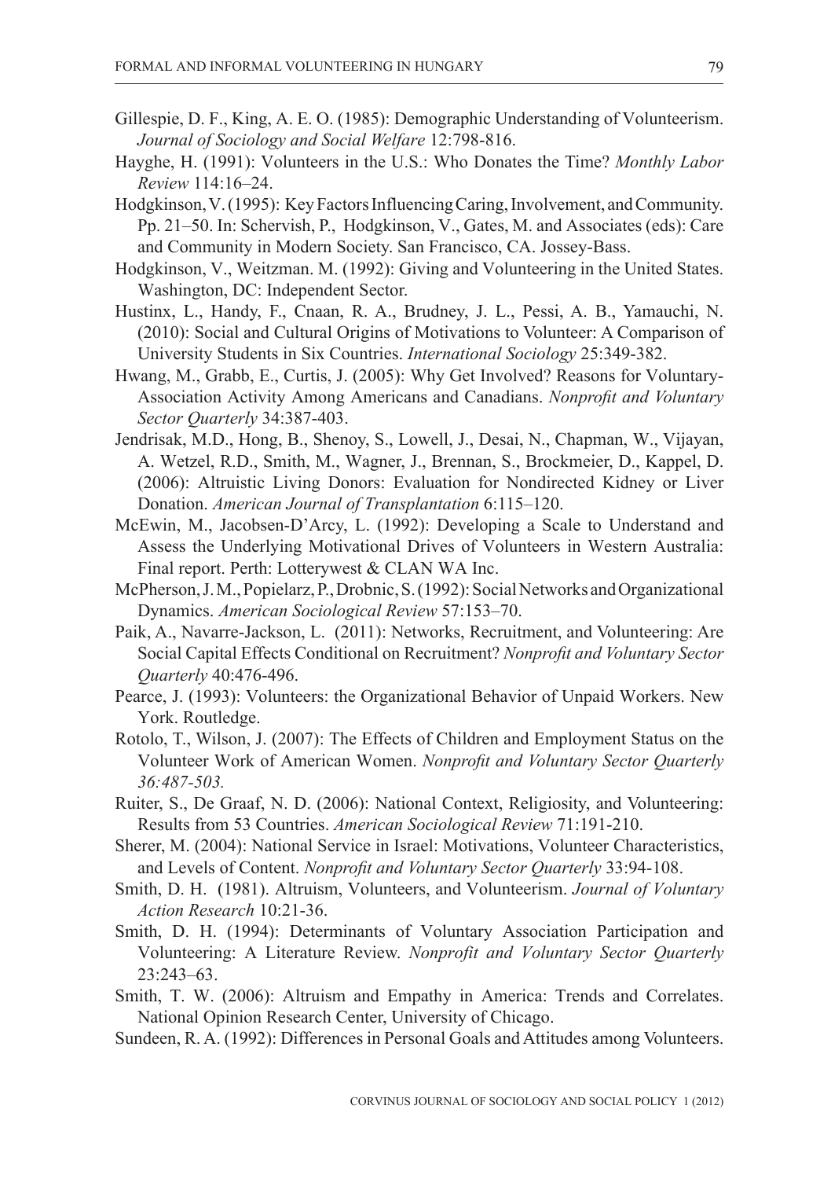Gillespie, D. F., King, A. E. O. (1985): Demographic Understanding of Volunteerism. *Journal of Sociology and Social Welfare* 12:798-816.

Hayghe, H. (1991): Volunteers in the U.S.: Who Donates the Time? *Monthly Labor Review* 114:16–24.

Hodgkinson, V. (1995): Key Factors Influencing Caring, Involvement, and Community. Pp. 21–50. In: Schervish, P., Hodgkinson, V., Gates, M. and Associates (eds): Care and Community in Modern Society. San Francisco, CA. Jossey-Bass.

Hodgkinson, V., Weitzman. M. (1992): Giving and Volunteering in the United States. Washington, DC: Independent Sector.

Hustinx, L., Handy, F., Cnaan, R. A., Brudney, J. L., Pessi, A. B., Yamauchi, N. (2010): Social and Cultural Origins of Motivations to Volunteer: A Comparison of University Students in Six Countries. *International Sociology* 25:349-382.

Hwang, M., Grabb, E., Curtis, J. (2005): Why Get Involved? Reasons for Voluntary-Association Activity Among Americans and Canadians. *Nonprofit and Voluntary Sector Quarterly* 34:387-403.

Jendrisak, M.D., Hong, B., Shenoy, S., Lowell, J., Desai, N., Chapman, W., Vijayan, A. Wetzel, R.D., Smith, M., Wagner, J., Brennan, S., Brockmeier, D., Kappel, D. (2006): Altruistic Living Donors: Evaluation for Nondirected Kidney or Liver Donation. *American Journal of Transplantation* 6:115–120.

McEwin, M., Jacobsen-D'Arcy, L. (1992): Developing a Scale to Understand and Assess the Underlying Motivational Drives of Volunteers in Western Australia: Final report. Perth: Lotterywest & CLAN WA Inc.

McPherson, J. M., Popielarz, P., Drobnic, S. (1992): Social Networks and Organizational Dynamics. *American Sociological Review* 57:153–70.

Paik, A., Navarre-Jackson, L. (2011): Networks, Recruitment, and Volunteering: Are Social Capital Effects Conditional on Recruitment? *Nonprofit and Voluntary Sector Quarterly* 40:476-496.

Pearce, J. (1993): Volunteers: the Organizational Behavior of Unpaid Workers. New York. Routledge.

Rotolo, T., Wilson, J. (2007): The Effects of Children and Employment Status on the Volunteer Work of American Women. *Nonprofit and Voluntary Sector Quarterly 36:487-503.*

Ruiter, S., De Graaf, N. D. (2006): National Context, Religiosity, and Volunteering: Results from 53 Countries. *American Sociological Review* 71:191-210.

Sherer, M. (2004): National Service in Israel: Motivations, Volunteer Characteristics, and Levels of Content. *Nonprofit and Voluntary Sector Quarterly* 33:94-108.

Smith, D. H. (1981). Altruism, Volunteers, and Volunteerism. *Journal of Voluntary Action Research* 10:21-36.

Smith, D. H. (1994): Determinants of Voluntary Association Participation and Volunteering: A Literature Review. *Nonprofit and Voluntary Sector Quarterly* 23:243–63.

Smith, T. W. (2006): Altruism and Empathy in America: Trends and Correlates. National Opinion Research Center, University of Chicago.

Sundeen, R. A. (1992): Differences in Personal Goals and Attitudes among Volunteers.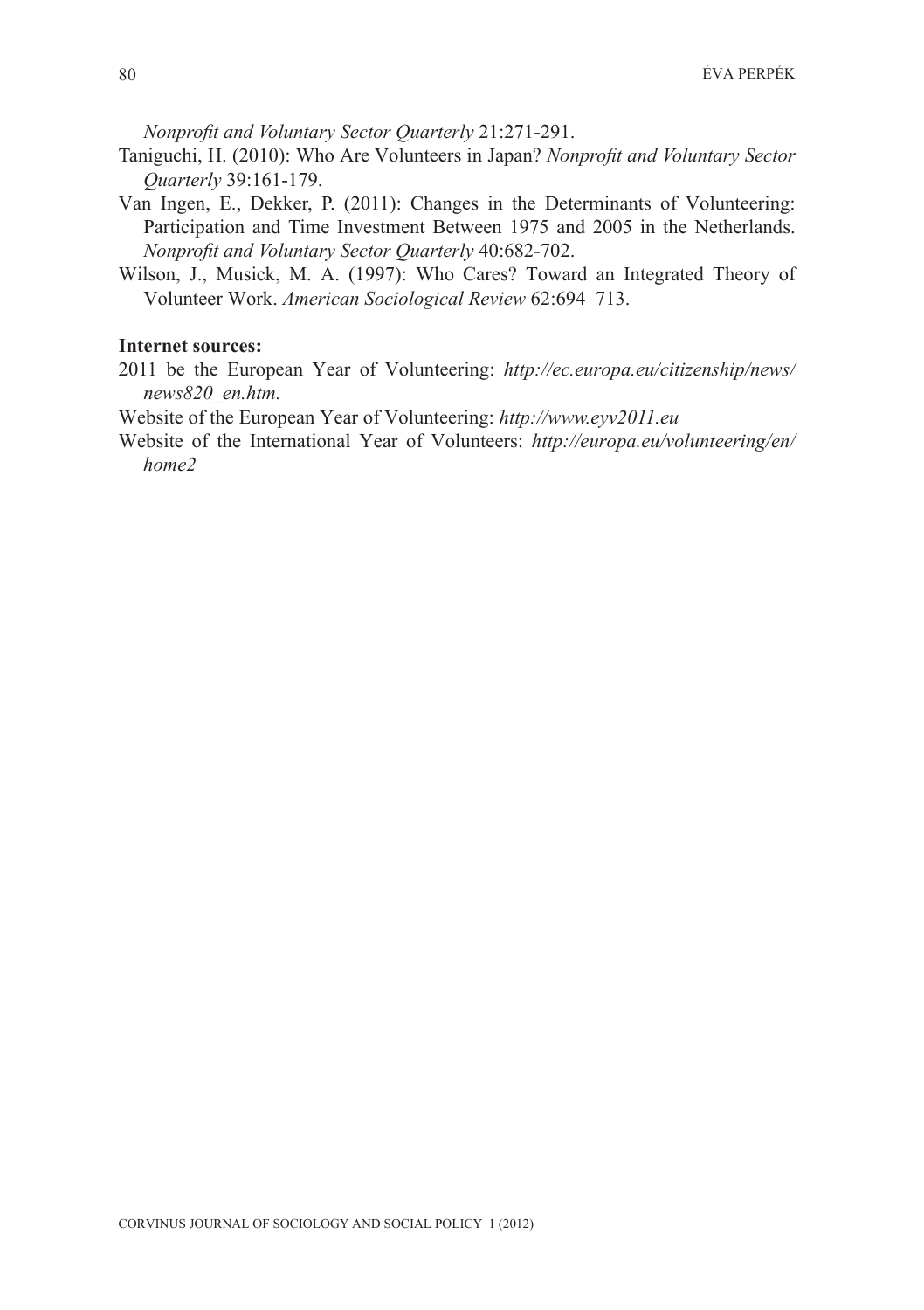*Nonprofit and Voluntary Sector Quarterly* 21:271-291.

Taniguchi, H. (2010): Who Are Volunteers in Japan? *Nonprofit and Voluntary Sector Quarterly* 39:161-179.

Van Ingen, E., Dekker, P. (2011): Changes in the Determinants of Volunteering: Participation and Time Investment Between 1975 and 2005 in the Netherlands. *Nonprofit and Voluntary Sector Quarterly* 40:682-702.

Wilson, J., Musick, M. A. (1997): Who Cares? Toward an Integrated Theory of Volunteer Work. *American Sociological Review* 62:694–713.

**Internet sources:**

2011 be the European Year of Volunteering: *http://ec.europa.eu/citizenship/news/news820_en.htm.*

Website of the European Year of Volunteering: *http://www.eyv2011.eu*

Website of the International Year of Volunteers: *http://europa.eu/volunteering/en/home2*